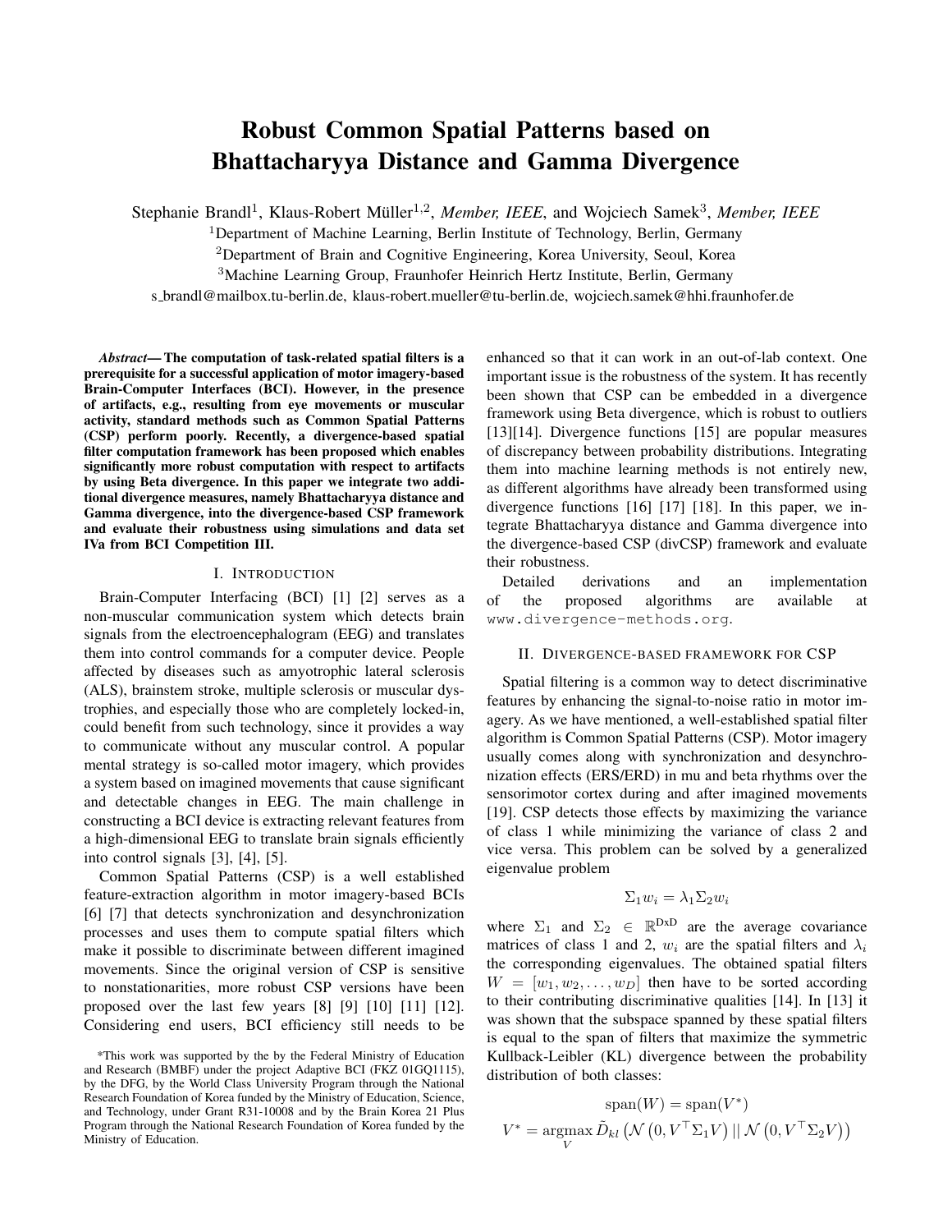# Robust Common Spatial Patterns based on Bhattacharyya Distance and Gamma Divergence

Stephanie Brandl[1], Klaus-Robert Müller[1,2], *Member, IEEE*, and Wojciech Samek[3], *Member, IEEE*

[1]Department of Machine Learning, Berlin Institute of Technology, Berlin, Germany

[2]Department of Brain and Cognitive Engineering, Korea University, Seoul, Korea

[3]Machine Learning Group, Fraunhofer Heinrich Hertz Institute, Berlin, Germany

s_brandl@mailbox.tu-berlin.de, klaus-robert.mueller@tu-berlin.de, wojciech.samek@hhi.fraunhofer.de

***Abstract*— The computation of task-related spatial filters is a prerequisite for a successful application of motor imagery-based Brain-Computer Interfaces (BCI). However, in the presence of artifacts, e.g., resulting from eye movements or muscular activity, standard methods such as Common Spatial Patterns (CSP) perform poorly. Recently, a divergence-based spatial filter computation framework has been proposed which enables significantly more robust computation with respect to artifacts by using Beta divergence. In this paper we integrate two additional divergence measures, namely Bhattacharyya distance and Gamma divergence, into the divergence-based CSP framework and evaluate their robustness using simulations and data set IVa from BCI Competition III.**

## I. Introduction

Brain-Computer Interfacing (BCI) [1] [2] serves as a non-muscular communication system which detects brain signals from the electroencephalogram (EEG) and translates them into control commands for a computer device. People affected by diseases such as amyotrophic lateral sclerosis (ALS), brainstem stroke, multiple sclerosis or muscular dystrophies, and especially those who are completely locked-in, could benefit from such technology, since it provides a way to communicate without any muscular control. A popular mental strategy is so-called motor imagery, which provides a system based on imagined movements that cause significant and detectable changes in EEG. The main challenge in constructing a BCI device is extracting relevant features from a high-dimensional EEG to translate brain signals efficiently into control signals [3], [4], [5].

Common Spatial Patterns (CSP) is a well established feature-extraction algorithm in motor imagery-based BCIs [6] [7] that detects synchronization and desynchronization processes and uses them to compute spatial filters which make it possible to discriminate between different imagined movements. Since the original version of CSP is sensitive to nonstationarities, more robust CSP versions have been proposed over the last few years [8] [9] [10] [11] [12]. Considering end users, BCI efficiency still needs to be enhanced so that it can work in an out-of-lab context. One important issue is the robustness of the system. It has recently been shown that CSP can be embedded in a divergence framework using Beta divergence, which is robust to outliers [13][14]. Divergence functions [15] are popular measures of discrepancy between probability distributions. Integrating them into machine learning methods is not entirely new, as different algorithms have already been transformed using divergence functions [16] [17] [18]. In this paper, we integrate Bhattacharyya distance and Gamma divergence into the divergence-based CSP (divCSP) framework and evaluate their robustness.

Detailed derivations and an implementation of the proposed algorithms are available at `www.divergence-methods.org`.

## II. Divergence-based framework for CSP

Spatial filtering is a common way to detect discriminative features by enhancing the signal-to-noise ratio in motor imagery. As we have mentioned, a well-established spatial filter algorithm is Common Spatial Patterns (CSP). Motor imagery usually comes along with synchronization and desynchronization effects (ERS/ERD) in mu and beta rhythms over the sensorimotor cortex during and after imagined movements [19]. CSP detects those effects by maximizing the variance of class 1 while minimizing the variance of class 2 and vice versa. This problem can be solved by a generalized eigenvalue problem

$$\Sigma_1 w_i = \lambda_1 \Sigma_2 w_i$$

where $\Sigma_1$ and $\Sigma_2 \in \mathbb{R}^{\mathrm{DxD}}$ are the average covariance matrices of class 1 and 2, $w_i$ are the spatial filters and $\lambda_i$ the corresponding eigenvalues. The obtained spatial filters $W = [w_1, w_2, \ldots, w_D]$ then have to be sorted according to their contributing discriminative qualities [14]. In [13] it was shown that the subspace spanned by these spatial filters is equal to the span of filters that maximize the symmetric Kullback-Leibler (KL) divergence between the probability distribution of both classes:

$$\mathrm{span}(W) = \mathrm{span}(V^*)$$

$$V^* = \underset{V}{\mathrm{argmax}}\, \tilde{D}_{kl}\left(\mathcal{N}\left(0, V^\top \Sigma_1 V\right) || \, \mathcal{N}\left(0, V^\top \Sigma_2 V\right)\right)$$

*This work was supported by the by the Federal Ministry of Education and Research (BMBF) under the project Adaptive BCI (FKZ 01GQ1115), by the DFG, by the World Class University Program through the National Research Foundation of Korea funded by the Ministry of Education, Science, and Technology, under Grant R31-10008 and by the Brain Korea 21 Plus Program through the National Research Foundation of Korea funded by the Ministry of Education.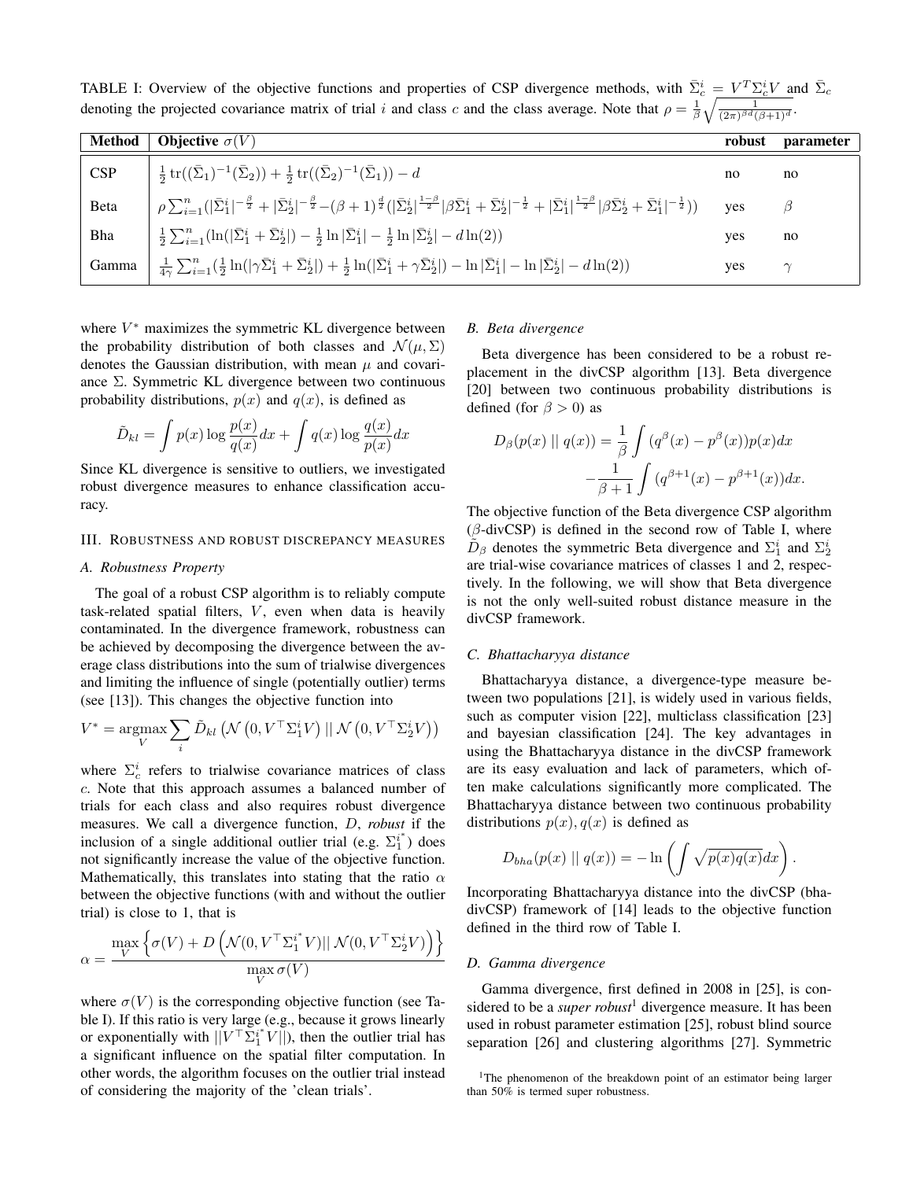TABLE I: Overview of the objective functions and properties of CSP divergence methods, with $\bar{\Sigma}_c^i = V^T \Sigma_c^i V$ and $\bar{\Sigma}_c$ denoting the projected covariance matrix of trial $i$ and class $c$ and the class average. Note that $\rho = \frac{1}{\beta}\sqrt{\frac{1}{(2\pi)^{\beta d}(\beta+1)^d}}$.

| Method | Objective $\sigma(V)$ | robust | parameter |
|---|---|---|---|
| CSP | $\frac{1}{2}\operatorname{tr}((\bar{\Sigma}_1)^{-1}(\bar{\Sigma}_2)) + \frac{1}{2}\operatorname{tr}((\bar{\Sigma}_2)^{-1}(\bar{\Sigma}_1)) - d$ | no | no |
| Beta | $\rho \sum_{i=1}^{n}(\lvert\bar{\Sigma}_1^i\rvert^{-\frac{\beta}{2}} + \lvert\bar{\Sigma}_2^i\rvert^{-\frac{\beta}{2}} - (\beta+1)^{\frac{d}{2}}(\lvert\bar{\Sigma}_2^i\rvert^{\frac{1-\beta}{2}}\lvert\beta\bar{\Sigma}_1^i + \bar{\Sigma}_2^i\rvert^{-\frac{1}{2}} + \lvert\bar{\Sigma}_1^i\rvert^{\frac{1-\beta}{2}}\lvert\beta\bar{\Sigma}_2^i + \bar{\Sigma}_1^i\rvert^{-\frac{1}{2}}))$ | yes | $\beta$ |
| Bha | $\frac{1}{2}\sum_{i=1}^{n}(\ln(\lvert\bar{\Sigma}_1^i + \bar{\Sigma}_2^i\rvert) - \frac{1}{2}\ln\lvert\bar{\Sigma}_1^i\rvert - \frac{1}{2}\ln\lvert\bar{\Sigma}_2^i\rvert - d\ln(2))$ | yes | no |
| Gamma | $\frac{1}{4\gamma}\sum_{i=1}^{n}(\frac{1}{2}\ln(\lvert\gamma\bar{\Sigma}_1^i + \bar{\Sigma}_2^i\rvert) + \frac{1}{2}\ln(\lvert\bar{\Sigma}_1^i + \gamma\bar{\Sigma}_2^i\rvert) - \ln\lvert\bar{\Sigma}_1^i\rvert - \ln\lvert\bar{\Sigma}_2^i\rvert - d\ln(2))$ | yes | $\gamma$ |

where $V^*$ maximizes the symmetric KL divergence between the probability distribution of both classes and $\mathcal{N}(\mu, \Sigma)$ denotes the Gaussian distribution, with mean $\mu$ and covariance $\Sigma$. Symmetric KL divergence between two continuous probability distributions, $p(x)$ and $q(x)$, is defined as

$$\tilde{D}_{kl} = \int p(x)\log\frac{p(x)}{q(x)}dx + \int q(x)\log\frac{q(x)}{p(x)}dx$$

Since KL divergence is sensitive to outliers, we investigated robust divergence measures to enhance classification accuracy.

## III. Robustness and robust discrepancy measures

### A. Robustness Property

The goal of a robust CSP algorithm is to reliably compute task-related spatial filters, $V$, even when data is heavily contaminated. In the divergence framework, robustness can be achieved by decomposing the divergence between the average class distributions into the sum of trialwise divergences and limiting the influence of single (potentially outlier) terms (see [13]). This changes the objective function into

$$V^* = \underset{V}{\operatorname{argmax}} \sum_i \tilde{D}_{kl}\left(\mathcal{N}\left(0, V^\top\Sigma_1^i V\right) \,||\, \mathcal{N}\left(0, V^\top\Sigma_2^i V\right)\right)$$

where $\Sigma_c^i$ refers to trialwise covariance matrices of class $c$. Note that this approach assumes a balanced number of trials for each class and also requires robust divergence measures. We call a divergence function, $D$, *robust* if the inclusion of a single additional outlier trial (e.g. $\Sigma_1^{i^*}$) does not significantly increase the value of the objective function. Mathematically, this translates into stating that the ratio $\alpha$ between the objective functions (with and without the outlier trial) is close to 1, that is

$$\alpha = \frac{\max\limits_V\left\{\sigma(V) + D\left(\mathcal{N}(0, V^\top\Sigma_1^{i^*}V) || \,\mathcal{N}(0, V^\top\Sigma_2^i V)\right)\right\}}{\max\limits_V \sigma(V)}$$

where $\sigma(V)$ is the corresponding objective function (see Table I). If this ratio is very large (e.g., because it grows linearly or exponentially with $||V^\top\Sigma_1^{i^*}V||$), then the outlier trial has a significant influence on the spatial filter computation. In other words, the algorithm focuses on the outlier trial instead of considering the majority of the 'clean trials'.

### B. Beta divergence

Beta divergence has been considered to be a robust replacement in the divCSP algorithm [13]. Beta divergence [20] between two continuous probability distributions is defined (for $\beta > 0$) as

$$D_\beta(p(x)\,||\,q(x)) = \frac{1}{\beta}\int(q^\beta(x) - p^\beta(x))p(x)dx - \frac{1}{\beta+1}\int(q^{\beta+1}(x) - p^{\beta+1}(x))dx.$$

The objective function of the Beta divergence CSP algorithm ($\beta$-divCSP) is defined in the second row of Table I, where $\tilde{D}_\beta$ denotes the symmetric Beta divergence and $\Sigma_1^i$ and $\Sigma_2^i$ are trial-wise covariance matrices of classes 1 and 2, respectively. In the following, we will show that Beta divergence is not the only well-suited robust distance measure in the divCSP framework.

### C. Bhattacharyya distance

Bhattacharyya distance, a divergence-type measure between two populations [21], is widely used in various fields, such as computer vision [22], multiclass classification [23] and bayesian classification [24]. The key advantages in using the Bhattacharyya distance in the divCSP framework are its easy evaluation and lack of parameters, which often make calculations significantly more complicated. The Bhattacharyya distance between two continuous probability distributions $p(x), q(x)$ is defined as

$$D_{bha}(p(x)\,||\,q(x)) = -\ln\left(\int\sqrt{p(x)q(x)}dx\right).$$

Incorporating Bhattacharyya distance into the divCSP (bha-divCSP) framework of [14] leads to the objective function defined in the third row of Table I.

### D. Gamma divergence

Gamma divergence, first defined in 2008 in [25], is considered to be a *super robust*[1] divergence measure. It has been used in robust parameter estimation [25], robust blind source separation [26] and clustering algorithms [27]. Symmetric

[1] The phenomenon of the breakdown point of an estimator being larger than 50% is termed super robustness.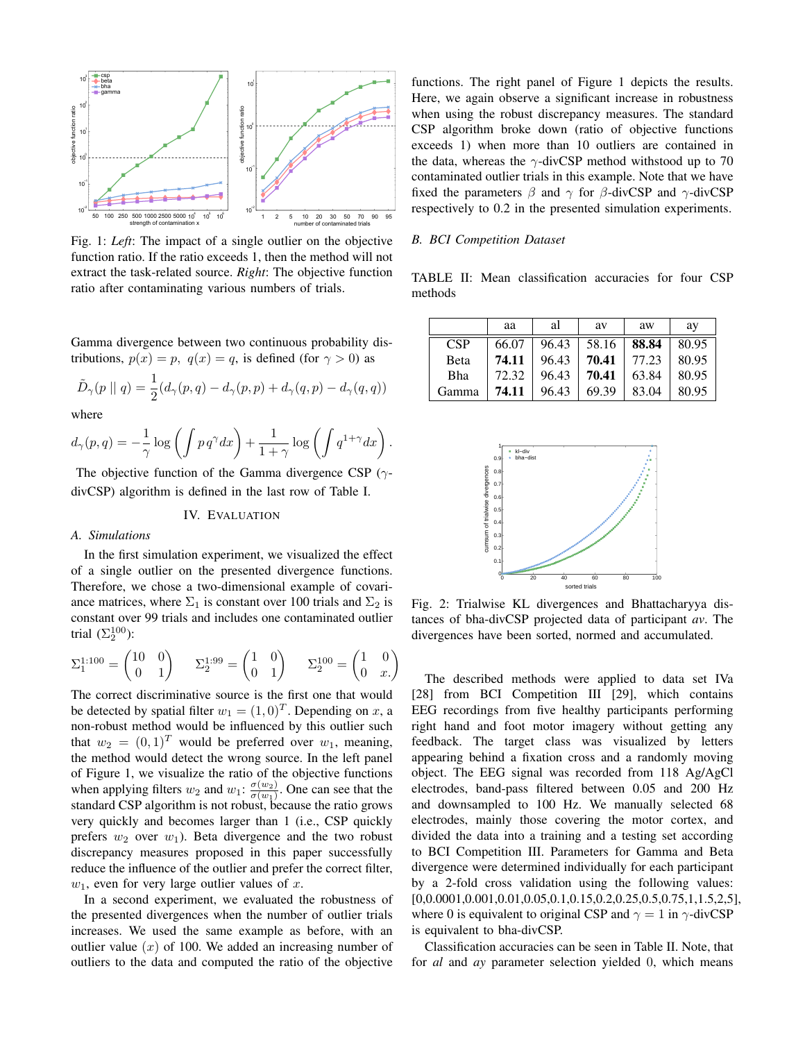Fig. 1: *Left*: The impact of a single outlier on the objective function ratio. If the ratio exceeds 1, then the method will not extract the task-related source. *Right*: The objective function ratio after contaminating various numbers of trials.

Gamma divergence between two continuous probability distributions, $p(x) = p$, $q(x) = q$, is defined (for $\gamma > 0$) as

$$\tilde{D}_\gamma(p \mid\mid q) = \frac{1}{2}(d_\gamma(p,q) - d_\gamma(p,p) + d_\gamma(q,p) - d_\gamma(q,q))$$

where

$$d_\gamma(p,q) = -\frac{1}{\gamma}\log\left(\int p\, q^\gamma dx\right) + \frac{1}{1+\gamma}\log\left(\int q^{1+\gamma}dx\right).$$

The objective function of the Gamma divergence CSP ($\gamma$-divCSP) algorithm is defined in the last row of Table I.

## IV. Evaluation

### A. Simulations

In the first simulation experiment, we visualized the effect of a single outlier on the presented divergence functions. Therefore, we chose a two-dimensional example of covariance matrices, where $\Sigma_1$ is constant over 100 trials and $\Sigma_2$ is constant over 99 trials and includes one contaminated outlier trial ($\Sigma_2^{100}$):

$$\Sigma_1^{1:100} = \begin{pmatrix} 10 & 0 \\ 0 & 1 \end{pmatrix} \quad \Sigma_2^{1:99} = \begin{pmatrix} 1 & 0 \\ 0 & 1 \end{pmatrix} \quad \Sigma_2^{100} = \begin{pmatrix} 1 & 0 \\ 0 & x. \end{pmatrix}$$

The correct discriminative source is the first one that would be detected by spatial filter $w_1 = (1,0)^T$. Depending on $x$, a non-robust method would be influenced by this outlier such that $w_2 = (0,1)^T$ would be preferred over $w_1$, meaning, the method would detect the wrong source. In the left panel of Figure 1, we visualize the ratio of the objective functions when applying filters $w_2$ and $w_1$: $\frac{\sigma(w_2)}{\sigma(w_1)}$. One can see that the standard CSP algorithm is not robust, because the ratio grows very quickly and becomes larger than 1 (i.e., CSP quickly prefers $w_2$ over $w_1$). Beta divergence and the two robust discrepancy measures proposed in this paper successfully reduce the influence of the outlier and prefer the correct filter, $w_1$, even for very large outlier values of $x$.

In a second experiment, we evaluated the robustness of the presented divergences when the number of outlier trials increases. We used the same example as before, with an outlier value ($x$) of 100. We added an increasing number of outliers to the data and computed the ratio of the objective functions. The right panel of Figure 1 depicts the results. Here, we again observe a significant increase in robustness when using the robust discrepancy measures. The standard CSP algorithm broke down (ratio of objective functions exceeds 1) when more than 10 outliers are contained in the data, whereas the $\gamma$-divCSP method withstood up to 70 contaminated outlier trials in this example. Note that we have fixed the parameters $\beta$ and $\gamma$ for $\beta$-divCSP and $\gamma$-divCSP respectively to 0.2 in the presented simulation experiments.

### B. BCI Competition Dataset

TABLE II: Mean classification accuracies for four CSP methods

| | aa | al | av | aw | ay |
|---|---|---|---|---|---|
| CSP | 66.07 | 96.43 | 58.16 | **88.84** | 80.95 |
| Beta | **74.11** | 96.43 | **70.41** | 77.23 | 80.95 |
| Bha | 72.32 | 96.43 | **70.41** | 63.84 | 80.95 |
| Gamma | **74.11** | 96.43 | 69.39 | 83.04 | 80.95 |

Fig. 2: Trialwise KL divergences and Bhattacharyya distances of bha-divCSP projected data of participant *av*. The divergences have been sorted, normed and accumulated.

The described methods were applied to data set IVa [28] from BCI Competition III [29], which contains EEG recordings from five healthy participants performing right hand and foot motor imagery without getting any feedback. The target class was visualized by letters appearing behind a fixation cross and a randomly moving object. The EEG signal was recorded from 118 Ag/AgCl electrodes, band-pass filtered between 0.05 and 200 Hz and downsampled to 100 Hz. We manually selected 68 electrodes, mainly those covering the motor cortex, and divided the data into a training and a testing set according to BCI Competition III. Parameters for Gamma and Beta divergence were determined individually for each participant by a 2-fold cross validation using the following values: [0,0.0001,0.001,0.01,0.05,0.1,0.15,0.2,0.25,0.5,0.75,1,1.5,2,5], where 0 is equivalent to original CSP and $\gamma = 1$ in $\gamma$-divCSP is equivalent to bha-divCSP.

Classification accuracies can be seen in Table II. Note, that for *al* and *ay* parameter selection yielded 0, which means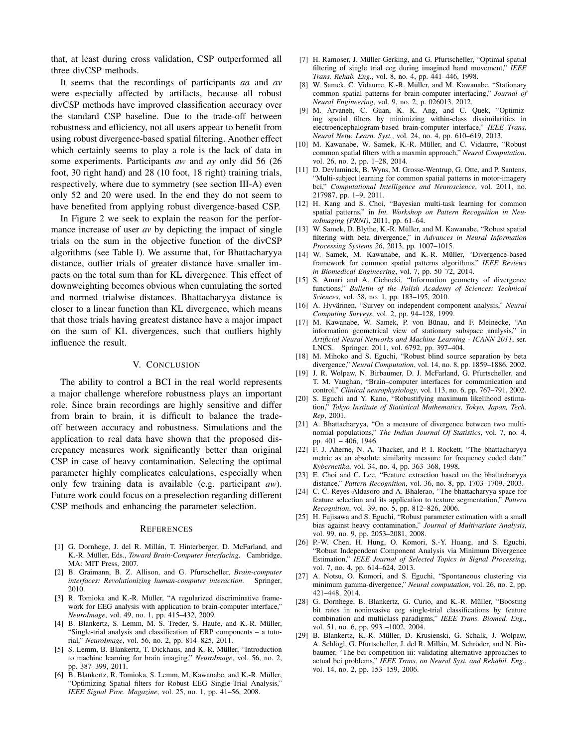that, at least during cross validation, CSP outperformed all three divCSP methods.

It seems that the recordings of participants *aa* and *av* were especially affected by artifacts, because all robust divCSP methods have improved classification accuracy over the standard CSP baseline. Due to the trade-off between robustness and efficiency, not all users appear to benefit from using robust divergence-based spatial filtering. Another effect which certainly seems to play a role is the lack of data in some experiments. Participants *aw* and *ay* only did 56 (26 foot, 30 right hand) and 28 (10 foot, 18 right) training trials, respectively, where due to symmetry (see section III-A) even only 52 and 20 were used. In the end they do not seem to have benefited from applying robust divergence-based CSP.

In Figure 2 we seek to explain the reason for the performance increase of user *av* by depicting the impact of single trials on the sum in the objective function of the divCSP algorithms (see Table I). We assume that, for Bhattacharyya distance, outlier trials of greater distance have smaller impacts on the total sum than for KL divergence. This effect of downweighting becomes obvious when cumulating the sorted and normed trialwise distances. Bhattacharyya distance is closer to a linear function than KL divergence, which means that those trials having greatest distance have a major impact on the sum of KL divergences, such that outliers highly influence the result.

## V. Conclusion

The ability to control a BCI in the real world represents a major challenge wherefore robustness plays an important role. Since brain recordings are highly sensitive and differ from brain to brain, it is difficult to balance the trade-off between accuracy and robustness. Simulations and the application to real data have shown that the proposed discrepancy measures work significantly better than original CSP in case of heavy contamination. Selecting the optimal parameter highly complicates calculations, especially when only few training data is available (e.g. participant *aw*). Future work could focus on a preselection regarding different CSP methods and enhancing the parameter selection.

## References

[1] G. Dornhege, J. del R. Millán, T. Hinterberger, D. McFarland, and K.-R. Müller, Eds., *Toward Brain-Computer Interfacing*. Cambridge, MA: MIT Press, 2007.

[2] B. Graimann, B. Z. Allison, and G. Pfurtscheller, *Brain-computer interfaces: Revolutionizing human-computer interaction*. Springer, 2010.

[3] R. Tomioka and K.-R. Müller, "A regularized discriminative framework for EEG analysis with application to brain-computer interface," *NeuroImage*, vol. 49, no. 1, pp. 415–432, 2009.

[4] B. Blankertz, S. Lemm, M. S. Treder, S. Haufe, and K.-R. Müller, "Single-trial analysis and classification of ERP components – a tutorial," *NeuroImage*, vol. 56, no. 2, pp. 814–825, 2011.

[5] S. Lemm, B. Blankertz, T. Dickhaus, and K.-R. Müller, "Introduction to machine learning for brain imaging," *NeuroImage*, vol. 56, no. 2, pp. 387–399, 2011.

[6] B. Blankertz, R. Tomioka, S. Lemm, M. Kawanabe, and K.-R. Müller, "Optimizing Spatial filters for Robust EEG Single-Trial Analysis," *IEEE Signal Proc. Magazine*, vol. 25, no. 1, pp. 41–56, 2008.

[7] H. Ramoser, J. Müller-Gerking, and G. Pfurtscheller, "Optimal spatial filtering of single trial eeg during imagined hand movement," *IEEE Trans. Rehab. Eng.*, vol. 8, no. 4, pp. 441–446, 1998.

[8] W. Samek, C. Vidaurre, K.-R. Müller, and M. Kawanabe, "Stationary common spatial patterns for brain-computer interfacing," *Journal of Neural Engineering*, vol. 9, no. 2, p. 026013, 2012.

[9] M. Arvaneh, C. Guan, K. K. Ang, and C. Quek, "Optimizing spatial filters by minimizing within-class dissimilarities in electroencephalogram-based brain-computer interface," *IEEE Trans. Neural Netw. Learn. Syst.*, vol. 24, no. 4, pp. 610–619, 2013.

[10] M. Kawanabe, W. Samek, K.-R. Müller, and C. Vidaurre, "Robust common spatial filters with a maxmin approach," *Neural Computation*, vol. 26, no. 2, pp. 1–28, 2014.

[11] D. Devlaminck, B. Wyns, M. Grosse-Wentrup, G. Otte, and P. Santens, "Multi-subject learning for common spatial patterns in motor-imagery bci," *Computational Intelligence and Neuroscience*, vol. 2011, no. 217987, pp. 1–9, 2011.

[12] H. Kang and S. Choi, "Bayesian multi-task learning for common spatial patterns," in *Int. Workshop on Pattern Recognition in NeuroImaging (PRNI)*, 2011, pp. 61–64.

[13] W. Samek, D. Blythe, K.-R. Müller, and M. Kawanabe, "Robust spatial filtering with beta divergence," in *Advances in Neural Information Processing Systems 26*, 2013, pp. 1007–1015.

[14] W. Samek, M. Kawanabe, and K.-R. Müller, "Divergence-based framework for common spatial patterns algorithms," *IEEE Reviews in Biomedical Engineering*, vol. 7, pp. 50–72, 2014.

[15] S. Amari and A. Cichocki, "Information geometry of divergence functions," *Bulletin of the Polish Academy of Sciences: Technical Sciences*, vol. 58, no. 1, pp. 183–195, 2010.

[16] A. Hyvärinen, "Survey on independent component analysis," *Neural Computing Surveys*, vol. 2, pp. 94–128, 1999.

[17] M. Kawanabe, W. Samek, P. von Bünau, and F. Meinecke, "An information geometrical view of stationary subspace analysis," in *Artificial Neural Networks and Machine Learning - ICANN 2011*, ser. LNCS. Springer, 2011, vol. 6792, pp. 397–404.

[18] M. Mihoko and S. Eguchi, "Robust blind source separation by beta divergence," *Neural Computation*, vol. 14, no. 8, pp. 1859–1886, 2002.

[19] J. R. Wolpaw, N. Birbaumer, D. J. McFarland, G. Pfurtscheller, and T. M. Vaughan, "Brain–computer interfaces for communication and control," *Clinical neurophysiology*, vol. 113, no. 6, pp. 767–791, 2002.

[20] S. Eguchi and Y. Kano, "Robustifying maximum likelihood estimation," *Tokyo Institute of Statistical Mathematics, Tokyo, Japan, Tech. Rep*, 2001.

[21] A. Bhattacharyya, "On a measure of divergence between two multinomial populations," *The Indian Journal Of Statistics*, vol. 7, no. 4, pp. 401 – 406, 1946.

[22] F. J. Aherne, N. A. Thacker, and P. I. Rockett, "The bhattacharyya metric as an absolute similarity measure for frequency coded data," *Kybernetika*, vol. 34, no. 4, pp. 363–368, 1998.

[23] E. Choi and C. Lee, "Feature extraction based on the bhattacharyya distance," *Pattern Recognition*, vol. 36, no. 8, pp. 1703–1709, 2003.

[24] C. C. Reyes-Aldasoro and A. Bhalerao, "The bhattacharyya space for feature selection and its application to texture segmentation," *Pattern Recognition*, vol. 39, no. 5, pp. 812–826, 2006.

[25] H. Fujisawa and S. Eguchi, "Robust parameter estimation with a small bias against heavy contamination," *Journal of Multivariate Analysis*, vol. 99, no. 9, pp. 2053–2081, 2008.

[26] P.-W. Chen, H. Hung, O. Komori, S.-Y. Huang, and S. Eguchi, "Robust Independent Component Analysis via Minimum Divergence Estimation," *IEEE Journal of Selected Topics in Signal Processing*, vol. 7, no. 4, pp. 614–624, 2013.

[27] A. Notsu, O. Komori, and S. Eguchi, "Spontaneous clustering via minimum gamma-divergence," *Neural computation*, vol. 26, no. 2, pp. 421–448, 2014.

[28] G. Dornhege, B. Blankertz, G. Curio, and K.-R. Müller, "Boosting bit rates in noninvasive eeg single-trial classifications by feature combination and multiclass paradigms," *IEEE Trans. Biomed. Eng.*, vol. 51, no. 6, pp. 993 –1002, 2004.

[29] B. Blankertz, K.-R. Müller, D. Krusienski, G. Schalk, J. Wolpaw, A. Schlögl, G. Pfurtscheller, J. del R. Millán, M. Schröder, and N. Birbaumer, "The bci competition iii: validating alternative approaches to actual bci problems," *IEEE Trans. on Neural Syst. and Rehabil. Eng.*, vol. 14, no. 2, pp. 153–159, 2006.